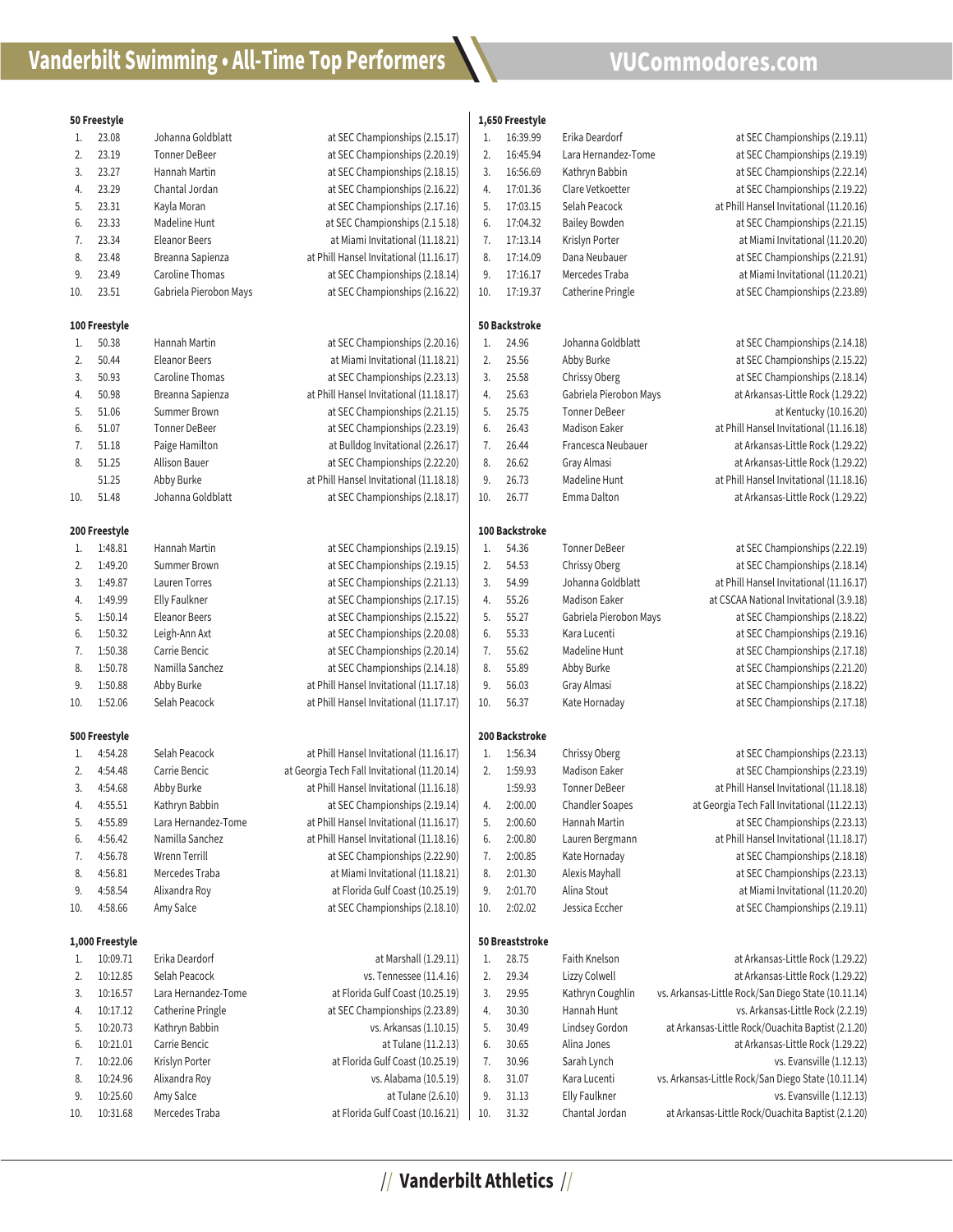# Vanderbilt Swimming • All-Time Top Performers

VUCommodores.com

### 50 Freestyle

| | | | |
|---|---|---|---|
| 1. | 23.08 | Johanna Goldblatt | at SEC Championships (2.15.17) |
| 2. | 23.19 | Tonner DeBeer | at SEC Championships (2.20.19) |
| 3. | 23.27 | Hannah Martin | at SEC Championships (2.18.15) |
| 4. | 23.29 | Chantal Jordan | at SEC Championships (2.16.22) |
| 5. | 23.31 | Kayla Moran | at SEC Championships (2.17.16) |
| 6. | 23.33 | Madeline Hunt | at SEC Championships (2.1 5.18) |
| 7. | 23.34 | Eleanor Beers | at Miami Invitational (11.18.21) |
| 8. | 23.48 | Breanna Sapienza | at Phill Hansel Invitational (11.16.17) |
| 9. | 23.49 | Caroline Thomas | at SEC Championships (2.18.14) |
| 10. | 23.51 | Gabriela Pierobon Mays | at SEC Championships (2.16.22) |

### 100 Freestyle

| | | | |
|---|---|---|---|
| 1. | 50.38 | Hannah Martin | at SEC Championships (2.20.16) |
| 2. | 50.44 | Eleanor Beers | at Miami Invitational (11.18.21) |
| 3. | 50.93 | Caroline Thomas | at SEC Championships (2.23.13) |
| 4. | 50.98 | Breanna Sapienza | at Phill Hansel Invitational (11.18.17) |
| 5. | 51.06 | Summer Brown | at SEC Championships (2.21.15) |
| 6. | 51.07 | Tonner DeBeer | at SEC Championships (2.23.19) |
| 7. | 51.18 | Paige Hamilton | at Bulldog Invitational (2.26.17) |
| 8. | 51.25 | Allison Bauer | at SEC Championships (2.22.20) |
| | 51.25 | Abby Burke | at Phill Hansel Invitational (11.18.18) |
| 10. | 51.48 | Johanna Goldblatt | at SEC Championships (2.18.17) |

### 200 Freestyle

| | | | |
|---|---|---|---|
| 1. | 1:48.81 | Hannah Martin | at SEC Championships (2.19.15) |
| 2. | 1:49.20 | Summer Brown | at SEC Championships (2.19.15) |
| 3. | 1:49.87 | Lauren Torres | at SEC Championships (2.21.13) |
| 4. | 1:49.99 | Elly Faulkner | at SEC Championships (2.17.15) |
| 5. | 1:50.14 | Eleanor Beers | at SEC Championships (2.15.22) |
| 6. | 1:50.32 | Leigh-Ann Axt | at SEC Championships (2.20.08) |
| 7. | 1:50.38 | Carrie Bencic | at SEC Championships (2.20.14) |
| 8. | 1:50.78 | Namilla Sanchez | at SEC Championships (2.14.18) |
| 9. | 1:50.88 | Abby Burke | at Phill Hansel Invitational (11.17.18) |
| 10. | 1:52.06 | Selah Peacock | at Phill Hansel Invitational (11.17.17) |

### 500 Freestyle

| | | | |
|---|---|---|---|
| 1. | 4:54.28 | Selah Peacock | at Phill Hansel Invitational (11.16.17) |
| 2. | 4:54.48 | Carrie Bencic | at Georgia Tech Fall Invitational (11.20.14) |
| 3. | 4:54.68 | Abby Burke | at Phill Hansel Invitational (11.16.18) |
| 4. | 4:55.51 | Kathryn Babbin | at SEC Championships (2.19.14) |
| 5. | 4:55.89 | Lara Hernandez-Tome | at Phill Hansel Invitational (11.16.17) |
| 6. | 4:56.42 | Namilla Sanchez | at Phill Hansel Invitational (11.18.16) |
| 7. | 4:56.78 | Wrenn Terrill | at SEC Championships (2.22.90) |
| 8. | 4:56.81 | Mercedes Traba | at Miami Invitational (11.18.21) |
| 9. | 4:58.54 | Alixandra Roy | at Florida Gulf Coast (10.25.19) |
| 10. | 4:58.66 | Amy Salce | at SEC Championships (2.18.10) |

### 1,000 Freestyle

| | | | |
|---|---|---|---|
| 1. | 10:09.71 | Erika Deardorf | at Marshall (1.29.11) |
| 2. | 10:12.85 | Selah Peacock | vs. Tennessee (11.4.16) |
| 3. | 10:16.57 | Lara Hernandez-Tome | at Florida Gulf Coast (10.25.19) |
| 4. | 10:17.12 | Catherine Pringle | at SEC Championships (2.23.89) |
| 5. | 10:20.73 | Kathryn Babbin | vs. Arkansas (1.10.15) |
| 6. | 10:21.01 | Carrie Bencic | at Tulane (11.2.13) |
| 7. | 10:22.06 | Krislyn Porter | at Florida Gulf Coast (10.25.19) |
| 8. | 10:24.96 | Alixandra Roy | vs. Alabama (10.5.19) |
| 9. | 10:25.60 | Amy Salce | at Tulane (2.6.10) |
| 10. | 10:31.68 | Mercedes Traba | at Florida Gulf Coast (10.16.21) |

### 1,650 Freestyle

| | | | |
|---|---|---|---|
| 1. | 16:39.99 | Erika Deardorf | at SEC Championships (2.19.11) |
| 2. | 16:45.94 | Lara Hernandez-Tome | at SEC Championships (2.19.19) |
| 3. | 16:56.69 | Kathryn Babbin | at SEC Championships (2.22.14) |
| 4. | 17:01.36 | Clare Vetkoetter | at SEC Championships (2.19.22) |
| 5. | 17:03.15 | Selah Peacock | at Phill Hansel Invitational (11.20.16) |
| 6. | 17:04.32 | Bailey Bowden | at SEC Championships (2.21.15) |
| 7. | 17:13.14 | Krislyn Porter | at Miami Invitational (11.20.20) |
| 8. | 17:14.09 | Dana Neubauer | at SEC Championships (2.21.91) |
| 9. | 17:16.17 | Mercedes Traba | at Miami Invitational (11.20.21) |
| 10. | 17:19.37 | Catherine Pringle | at SEC Championships (2.23.89) |

### 50 Backstroke

| | | | |
|---|---|---|---|
| 1. | 24.96 | Johanna Goldblatt | at SEC Championships (2.14.18) |
| 2. | 25.56 | Abby Burke | at SEC Championships (2.15.22) |
| 3. | 25.58 | Chrissy Oberg | at SEC Championships (2.18.14) |
| 4. | 25.63 | Gabriela Pierobon Mays | at Arkansas-Little Rock (1.29.22) |
| 5. | 25.75 | Tonner DeBeer | at Kentucky (10.16.20) |
| 6. | 26.43 | Madison Eaker | at Phill Hansel Invitational (11.16.18) |
| 7. | 26.44 | Francesca Neubauer | at Arkansas-Little Rock (1.29.22) |
| 8. | 26.62 | Gray Almasi | at Arkansas-Little Rock (1.29.22) |
| 9. | 26.73 | Madeline Hunt | at Phill Hansel Invitational (11.18.16) |
| 10. | 26.77 | Emma Dalton | at Arkansas-Little Rock (1.29.22) |

### 100 Backstroke

| | | | |
|---|---|---|---|
| 1. | 54.36 | Tonner DeBeer | at SEC Championships (2.22.19) |
| 2. | 54.53 | Chrissy Oberg | at SEC Championships (2.18.14) |
| 3. | 54.99 | Johanna Goldblatt | at Phill Hansel Invitational (11.16.17) |
| 4. | 55.26 | Madison Eaker | at CSCAA National Invitational (3.9.18) |
| 5. | 55.27 | Gabriela Pierobon Mays | at SEC Championships (2.18.22) |
| 6. | 55.33 | Kara Lucenti | at SEC Championships (2.19.16) |
| 7. | 55.62 | Madeline Hunt | at SEC Championships (2.17.18) |
| 8. | 55.89 | Abby Burke | at SEC Championships (2.21.20) |
| 9. | 56.03 | Gray Almasi | at SEC Championships (2.18.22) |
| 10. | 56.37 | Kate Hornaday | at SEC Championships (2.17.18) |

### 200 Backstroke

| | | | |
|---|---|---|---|
| 1. | 1:56.34 | Chrissy Oberg | at SEC Championships (2.23.13) |
| 2. | 1:59.93 | Madison Eaker | at SEC Championships (2.23.19) |
| | 1:59.93 | Tonner DeBeer | at Phill Hansel Invitational (11.18.18) |
| 4. | 2:00.00 | Chandler Soapes | at Georgia Tech Fall Invitational (11.22.13) |
| 5. | 2:00.60 | Hannah Martin | at SEC Championships (2.23.13) |
| 6. | 2:00.80 | Lauren Bergmann | at Phill Hansel Invitational (11.18.17) |
| 7. | 2:00.85 | Kate Hornaday | at SEC Championships (2.18.18) |
| 8. | 2:01.30 | Alexis Mayhall | at SEC Championships (2.23.13) |
| 9. | 2:01.70 | Alina Stout | at Miami Invitational (11.20.20) |
| 10. | 2:02.02 | Jessica Eccher | at SEC Championships (2.19.11) |

### 50 Breaststroke

| | | | |
|---|---|---|---|
| 1. | 28.75 | Faith Knelson | at Arkansas-Little Rock (1.29.22) |
| 2. | 29.34 | Lizzy Colwell | at Arkansas-Little Rock (1.29.22) |
| 3. | 29.95 | Kathryn Coughlin | vs. Arkansas-Little Rock/San Diego State (10.11.14) |
| 4. | 30.30 | Hannah Hunt | vs. Arkansas-Little Rock (2.2.19) |
| 5. | 30.49 | Lindsey Gordon | at Arkansas-Little Rock/Ouachita Baptist (2.1.20) |
| 6. | 30.65 | Alina Jones | at Arkansas-Little Rock (1.29.22) |
| 7. | 30.96 | Sarah Lynch | vs. Evansville (1.12.13) |
| 8. | 31.07 | Kara Lucenti | vs. Arkansas-Little Rock/San Diego State (10.11.14) |
| 9. | 31.13 | Elly Faulkner | vs. Evansville (1.12.13) |
| 10. | 31.32 | Chantal Jordan | at Arkansas-Little Rock/Ouachita Baptist (2.1.20) |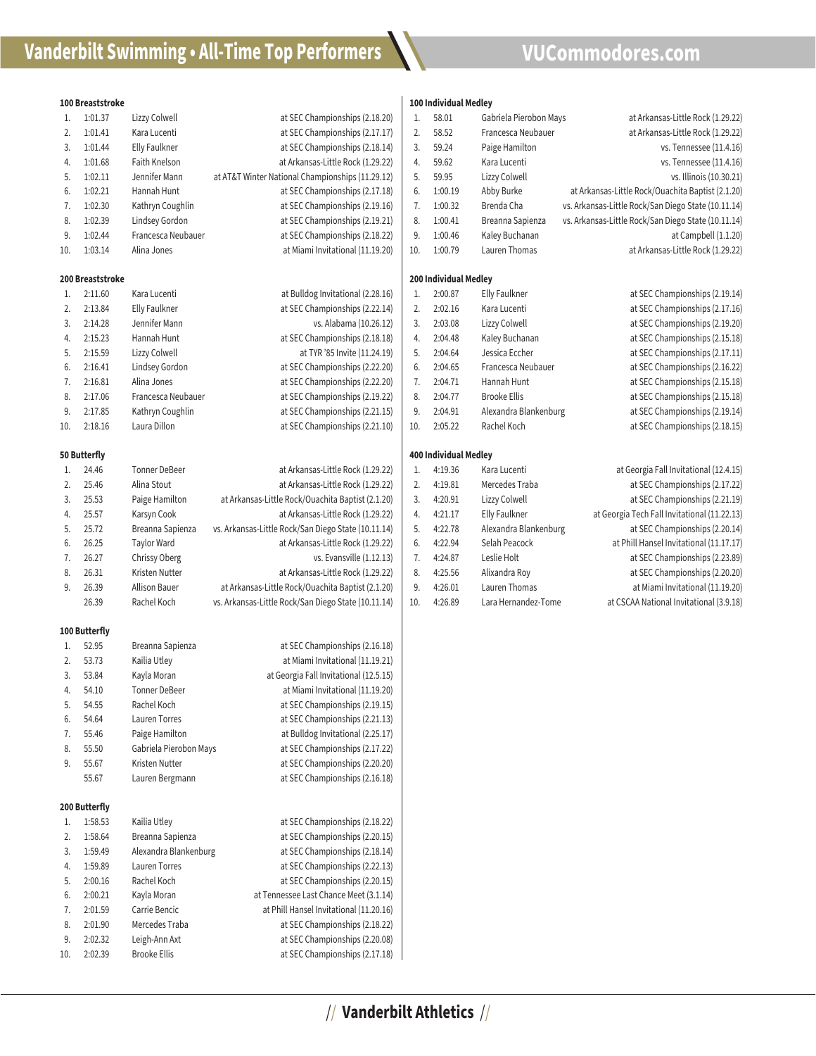# Vanderbilt Swimming • All-Time Top Performers

### 100 Breaststroke

| | | | |
|---|---|---|---|
| 1. | 1:01.37 | Lizzy Colwell | at SEC Championships (2.18.20) |
| 2. | 1:01.41 | Kara Lucenti | at SEC Championships (2.17.17) |
| 3. | 1:01.44 | Elly Faulkner | at SEC Championships (2.18.14) |
| 4. | 1:01.68 | Faith Knelson | at Arkansas-Little Rock (1.29.22) |
| 5. | 1:02.11 | Jennifer Mann | at AT&T Winter National Championships (11.29.12) |
| 6. | 1:02.21 | Hannah Hunt | at SEC Championships (2.17.18) |
| 7. | 1:02.30 | Kathryn Coughlin | at SEC Championships (2.19.16) |
| 8. | 1:02.39 | Lindsey Gordon | at SEC Championships (2.19.21) |
| 9. | 1:02.44 | Francesca Neubauer | at SEC Championships (2.18.22) |
| 10. | 1:03.14 | Alina Jones | at Miami Invitational (11.19.20) |

### 200 Breaststroke

| | | | |
|---|---|---|---|
| 1. | 2:11.60 | Kara Lucenti | at Bulldog Invitational (2.28.16) |
| 2. | 2:13.84 | Elly Faulkner | at SEC Championships (2.22.14) |
| 3. | 2:14.28 | Jennifer Mann | vs. Alabama (10.26.12) |
| 4. | 2:15.23 | Hannah Hunt | at SEC Championships (2.18.18) |
| 5. | 2:15.59 | Lizzy Colwell | at TYR '85 Invite (11.24.19) |
| 6. | 2:16.41 | Lindsey Gordon | at SEC Championships (2.22.20) |
| 7. | 2:16.81 | Alina Jones | at SEC Championships (2.22.20) |
| 8. | 2:17.06 | Francesca Neubauer | at SEC Championships (2.19.22) |
| 9. | 2:17.85 | Kathryn Coughlin | at SEC Championships (2.21.15) |
| 10. | 2:18.16 | Laura Dillon | at SEC Championships (2.21.10) |

### 50 Butterfly

| | | | |
|---|---|---|---|
| 1. | 24.46 | Tonner DeBeer | at Arkansas-Little Rock (1.29.22) |
| 2. | 25.46 | Alina Stout | at Arkansas-Little Rock (1.29.22) |
| 3. | 25.53 | Paige Hamilton | at Arkansas-Little Rock/Ouachita Baptist (2.1.20) |
| 4. | 25.57 | Karsyn Cook | at Arkansas-Little Rock (1.29.22) |
| 5. | 25.72 | Breanna Sapienza | vs. Arkansas-Little Rock/San Diego State (10.11.14) |
| 6. | 26.25 | Taylor Ward | at Arkansas-Little Rock (1.29.22) |
| 7. | 26.27 | Chrissy Oberg | vs. Evansville (1.12.13) |
| 8. | 26.31 | Kristen Nutter | at Arkansas-Little Rock (1.29.22) |
| 9. | 26.39 | Allison Bauer | at Arkansas-Little Rock/Ouachita Baptist (2.1.20) |
| | 26.39 | Rachel Koch | vs. Arkansas-Little Rock/San Diego State (10.11.14) |

### 100 Butterfly

| | | | |
|---|---|---|---|
| 1. | 52.95 | Breanna Sapienza | at SEC Championships (2.16.18) |
| 2. | 53.73 | Kailia Utley | at Miami Invitational (11.19.21) |
| 3. | 53.84 | Kayla Moran | at Georgia Fall Invitational (12.5.15) |
| 4. | 54.10 | Tonner DeBeer | at Miami Invitational (11.19.20) |
| 5. | 54.55 | Rachel Koch | at SEC Championships (2.19.15) |
| 6. | 54.64 | Lauren Torres | at SEC Championships (2.21.13) |
| 7. | 55.46 | Paige Hamilton | at Bulldog Invitational (2.25.17) |
| 8. | 55.50 | Gabriela Pierobon Mays | at SEC Championships (2.17.22) |
| 9. | 55.67 | Kristen Nutter | at SEC Championships (2.20.20) |
| | 55.67 | Lauren Bergmann | at SEC Championships (2.16.18) |

### 200 Butterfly

| | | | |
|---|---|---|---|
| 1. | 1:58.53 | Kailia Utley | at SEC Championships (2.18.22) |
| 2. | 1:58.64 | Breanna Sapienza | at SEC Championships (2.20.15) |
| 3. | 1:59.49 | Alexandra Blankenburg | at SEC Championships (2.18.14) |
| 4. | 1:59.89 | Lauren Torres | at SEC Championships (2.22.13) |
| 5. | 2:00.16 | Rachel Koch | at SEC Championships (2.20.15) |
| 6. | 2:00.21 | Kayla Moran | at Tennessee Last Chance Meet (3.1.14) |
| 7. | 2:01.59 | Carrie Bencic | at Phill Hansel Invitational (11.20.16) |
| 8. | 2:01.90 | Mercedes Traba | at SEC Championships (2.18.22) |
| 9. | 2:02.32 | Leigh-Ann Axt | at SEC Championships (2.20.08) |
| 10. | 2:02.39 | Brooke Ellis | at SEC Championships (2.17.18) |

### 100 Individual Medley

| | | | |
|---|---|---|---|
| 1. | 58.01 | Gabriela Pierobon Mays | at Arkansas-Little Rock (1.29.22) |
| 2. | 58.52 | Francesca Neubauer | at Arkansas-Little Rock (1.29.22) |
| 3. | 59.24 | Paige Hamilton | vs. Tennessee (11.4.16) |
| 4. | 59.62 | Kara Lucenti | vs. Tennessee (11.4.16) |
| 5. | 59.95 | Lizzy Colwell | vs. Illinois (10.30.21) |
| 6. | 1:00.19 | Abby Burke | at Arkansas-Little Rock/Ouachita Baptist (2.1.20) |
| 7. | 1:00.32 | Brenda Cha | vs. Arkansas-Little Rock/San Diego State (10.11.14) |
| 8. | 1:00.41 | Breanna Sapienza | vs. Arkansas-Little Rock/San Diego State (10.11.14) |
| 9. | 1:00.46 | Kaley Buchanan | at Campbell (1.1.20) |
| 10. | 1:00.79 | Lauren Thomas | at Arkansas-Little Rock (1.29.22) |

### 200 Individual Medley

| | | | |
|---|---|---|---|
| 1. | 2:00.87 | Elly Faulkner | at SEC Championships (2.19.14) |
| 2. | 2:02.16 | Kara Lucenti | at SEC Championships (2.17.16) |
| 3. | 2:03.08 | Lizzy Colwell | at SEC Championships (2.19.20) |
| 4. | 2:04.48 | Kaley Buchanan | at SEC Championships (2.15.18) |
| 5. | 2:04.64 | Jessica Eccher | at SEC Championships (2.17.11) |
| 6. | 2:04.65 | Francesca Neubauer | at SEC Championships (2.16.22) |
| 7. | 2:04.71 | Hannah Hunt | at SEC Championships (2.15.18) |
| 8. | 2:04.77 | Brooke Ellis | at SEC Championships (2.15.18) |
| 9. | 2:04.91 | Alexandra Blankenburg | at SEC Championships (2.19.14) |
| 10. | 2:05.22 | Rachel Koch | at SEC Championships (2.18.15) |

### 400 Individual Medley

| | | | |
|---|---|---|---|
| 1. | 4:19.36 | Kara Lucenti | at Georgia Fall Invitational (12.4.15) |
| 2. | 4:19.81 | Mercedes Traba | at SEC Championships (2.17.22) |
| 3. | 4:20.91 | Lizzy Colwell | at SEC Championships (2.21.19) |
| 4. | 4:21.17 | Elly Faulkner | at Georgia Tech Fall Invitational (11.22.13) |
| 5. | 4:22.78 | Alexandra Blankenburg | at SEC Championships (2.20.14) |
| 6. | 4:22.94 | Selah Peacock | at Phill Hansel Invitational (11.17.17) |
| 7. | 4:24.87 | Leslie Holt | at SEC Championships (2.23.89) |
| 8. | 4:25.56 | Alixandra Roy | at SEC Championships (2.20.20) |
| 9. | 4:26.01 | Lauren Thomas | at Miami Invitational (11.19.20) |
| 10. | 4:26.89 | Lara Hernandez-Tome | at CSCAA National Invitational (3.9.18) |